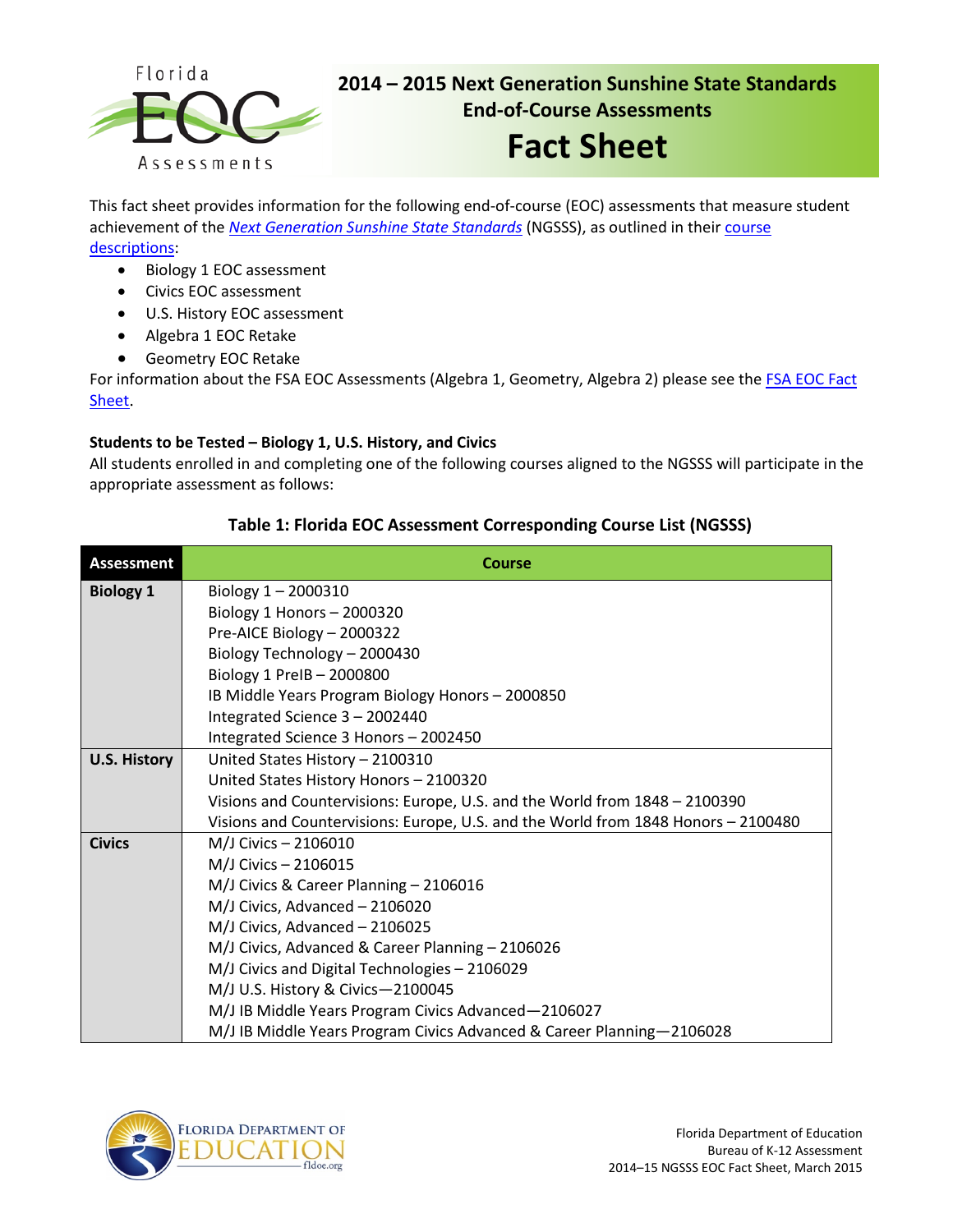Florida EOC Assessments

# 2014 – 2015 Next Generation Sunshine State Standards End-of-Course Assessments

# Fact Sheet

This fact sheet provides information for the following end-of-course (EOC) assessments that measure student achievement of the *Next Generation Sunshine State Standards* (NGSSS), as outlined in their course descriptions:

- Biology 1 EOC assessment
- Civics EOC assessment
- U.S. History EOC assessment
- Algebra 1 EOC Retake
- Geometry EOC Retake

For information about the FSA EOC Assessments (Algebra 1, Geometry, Algebra 2) please see the FSA EOC Fact Sheet.

**Students to be Tested – Biology 1, U.S. History, and Civics**

All students enrolled in and completing one of the following courses aligned to the NGSSS will participate in the appropriate assessment as follows:

**Table 1: Florida EOC Assessment Corresponding Course List (NGSSS)**

| Assessment | Course |
|---|---|
| **Biology 1** | Biology 1 – 2000310<br>Biology 1 Honors – 2000320<br>Pre-AICE Biology – 2000322<br>Biology Technology – 2000430<br>Biology 1 PreIB – 2000800<br>IB Middle Years Program Biology Honors – 2000850<br>Integrated Science 3 – 2002440<br>Integrated Science 3 Honors – 2002450 |
| **U.S. History** | United States History – 2100310<br>United States History Honors – 2100320<br>Visions and Countervisions: Europe, U.S. and the World from 1848 – 2100390<br>Visions and Countervisions: Europe, U.S. and the World from 1848 Honors – 2100480 |
| **Civics** | M/J Civics – 2106010<br>M/J Civics – 2106015<br>M/J Civics & Career Planning – 2106016<br>M/J Civics, Advanced – 2106020<br>M/J Civics, Advanced – 2106025<br>M/J Civics, Advanced & Career Planning – 2106026<br>M/J Civics and Digital Technologies – 2106029<br>M/J U.S. History & Civics—2100045<br>M/J IB Middle Years Program Civics Advanced—2106027<br>M/J IB Middle Years Program Civics Advanced & Career Planning—2106028 |

Florida Department of Education
Bureau of K-12 Assessment
2014–15 NGSSS EOC Fact Sheet, March 2015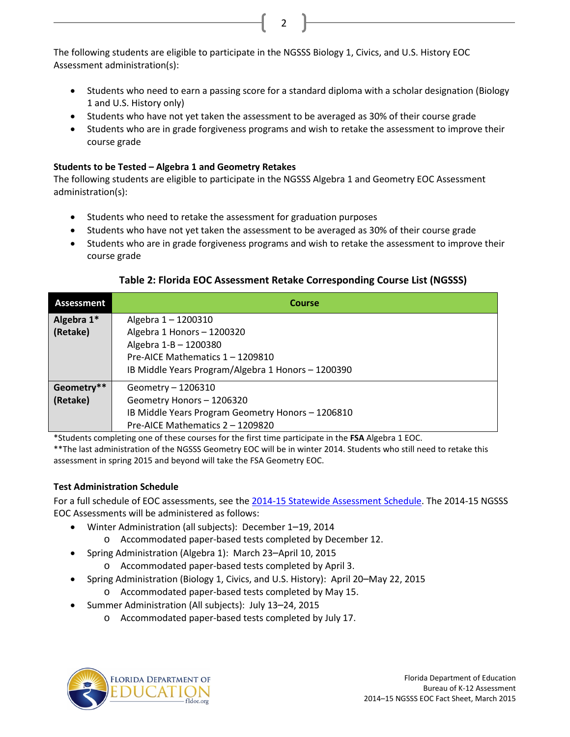The following students are eligible to participate in the NGSSS Biology 1, Civics, and U.S. History EOC Assessment administration(s):

- Students who need to earn a passing score for a standard diploma with a scholar designation (Biology 1 and U.S. History only)
- Students who have not yet taken the assessment to be averaged as 30% of their course grade
- Students who are in grade forgiveness programs and wish to retake the assessment to improve their course grade

**Students to be Tested – Algebra 1 and Geometry Retakes**

The following students are eligible to participate in the NGSSS Algebra 1 and Geometry EOC Assessment administration(s):

- Students who need to retake the assessment for graduation purposes
- Students who have not yet taken the assessment to be averaged as 30% of their course grade
- Students who are in grade forgiveness programs and wish to retake the assessment to improve their course grade

**Table 2: Florida EOC Assessment Retake Corresponding Course List (NGSSS)**

| Assessment | Course |
| --- | --- |
| **Algebra 1* (Retake)** | Algebra 1 – 1200310<br>Algebra 1 Honors – 1200320<br>Algebra 1-B – 1200380<br>Pre-AICE Mathematics 1 – 1209810<br>IB Middle Years Program/Algebra 1 Honors – 1200390 |
| **Geometry** (Retake)** | Geometry – 1206310<br>Geometry Honors – 1206320<br>IB Middle Years Program Geometry Honors – 1206810<br>Pre-AICE Mathematics 2 – 1209820 |

*Students completing one of these courses for the first time participate in the **FSA** Algebra 1 EOC.

**The last administration of the NGSSS Geometry EOC will be in winter 2014. Students who still need to retake this assessment in spring 2015 and beyond will take the FSA Geometry EOC.

**Test Administration Schedule**

For a full schedule of EOC assessments, see the 2014-15 Statewide Assessment Schedule. The 2014-15 NGSSS EOC Assessments will be administered as follows:

- Winter Administration (all subjects): December 1–19, 2014
  - Accommodated paper-based tests completed by December 12.
- Spring Administration (Algebra 1): March 23–April 10, 2015
  - Accommodated paper-based tests completed by April 3.
- Spring Administration (Biology 1, Civics, and U.S. History): April 20–May 22, 2015
  - Accommodated paper-based tests completed by May 15.
- Summer Administration (All subjects): July 13–24, 2015
  - Accommodated paper-based tests completed by July 17.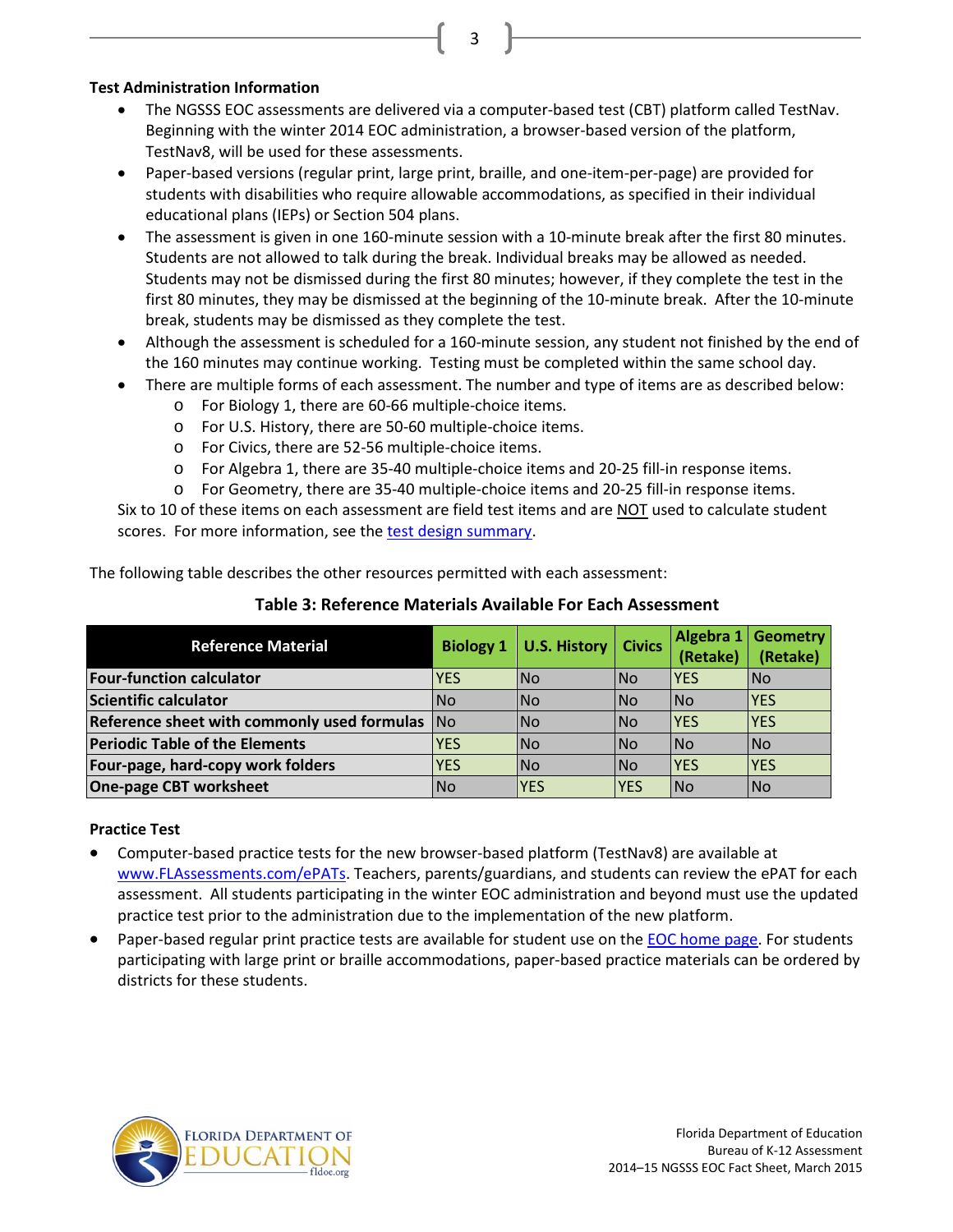**Test Administration Information**

- The NGSSS EOC assessments are delivered via a computer-based test (CBT) platform called TestNav. Beginning with the winter 2014 EOC administration, a browser-based version of the platform, TestNav8, will be used for these assessments.
- Paper-based versions (regular print, large print, braille, and one-item-per-page) are provided for students with disabilities who require allowable accommodations, as specified in their individual educational plans (IEPs) or Section 504 plans.
- The assessment is given in one 160-minute session with a 10-minute break after the first 80 minutes. Students are not allowed to talk during the break. Individual breaks may be allowed as needed. Students may not be dismissed during the first 80 minutes; however, if they complete the test in the first 80 minutes, they may be dismissed at the beginning of the 10-minute break. After the 10-minute break, students may be dismissed as they complete the test.
- Although the assessment is scheduled for a 160-minute session, any student not finished by the end of the 160 minutes may continue working. Testing must be completed within the same school day.
- There are multiple forms of each assessment. The number and type of items are as described below:
  - For Biology 1, there are 60-66 multiple-choice items.
  - For U.S. History, there are 50-60 multiple-choice items.
  - For Civics, there are 52-56 multiple-choice items.
  - For Algebra 1, there are 35-40 multiple-choice items and 20-25 fill-in response items.
  - For Geometry, there are 35-40 multiple-choice items and 20-25 fill-in response items.

  Six to 10 of these items on each assessment are field test items and are NOT used to calculate student scores. For more information, see the test design summary.

The following table describes the other resources permitted with each assessment:

**Table 3: Reference Materials Available For Each Assessment**

| Reference Material | Biology 1 | U.S. History | Civics | Algebra 1 (Retake) | Geometry (Retake) |
|---|---|---|---|---|---|
| **Four-function calculator** | YES | No | No | YES | No |
| **Scientific calculator** | No | No | No | No | YES |
| **Reference sheet with commonly used formulas** | No | No | No | YES | YES |
| **Periodic Table of the Elements** | YES | No | No | No | No |
| **Four-page, hard-copy work folders** | YES | No | No | YES | YES |
| **One-page CBT worksheet** | No | YES | YES | No | No |

**Practice Test**

- Computer-based practice tests for the new browser-based platform (TestNav8) are available at www.FLAssessments.com/ePATs. Teachers, parents/guardians, and students can review the ePAT for each assessment. All students participating in the winter EOC administration and beyond must use the updated practice test prior to the administration due to the implementation of the new platform.
- Paper-based regular print practice tests are available for student use on the EOC home page. For students participating with large print or braille accommodations, paper-based practice materials can be ordered by districts for these students.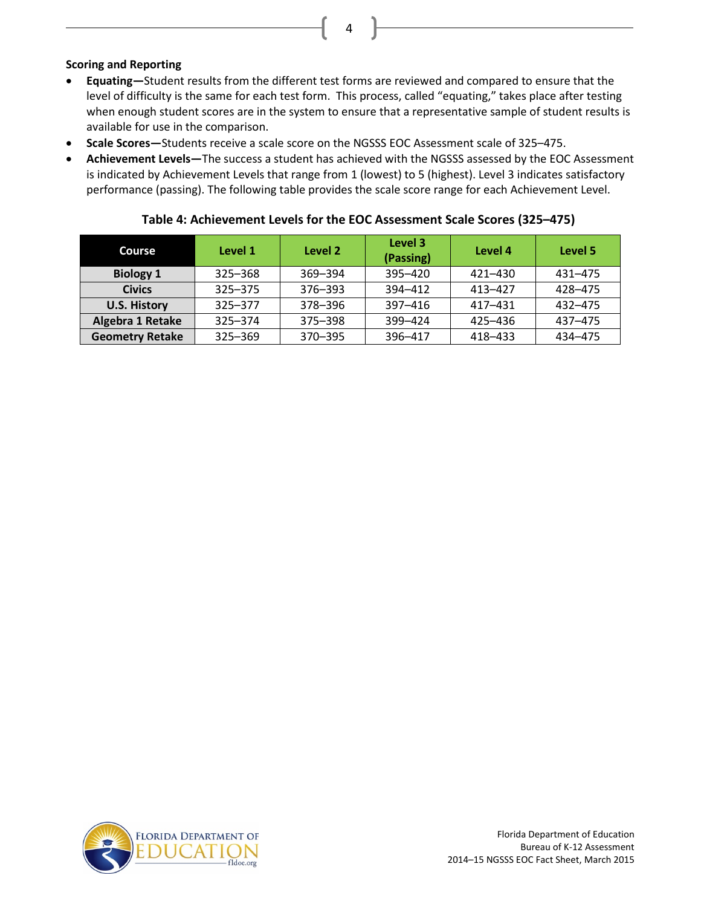**Scoring and Reporting**

- **Equating—**Student results from the different test forms are reviewed and compared to ensure that the level of difficulty is the same for each test form. This process, called "equating," takes place after testing when enough student scores are in the system to ensure that a representative sample of student results is available for use in the comparison.
- **Scale Scores—**Students receive a scale score on the NGSSS EOC Assessment scale of 325–475.
- **Achievement Levels—**The success a student has achieved with the NGSSS assessed by the EOC Assessment is indicated by Achievement Levels that range from 1 (lowest) to 5 (highest). Level 3 indicates satisfactory performance (passing). The following table provides the scale score range for each Achievement Level.

**Table 4: Achievement Levels for the EOC Assessment Scale Scores (325–475)**

| Course | Level 1 | Level 2 | Level 3 (Passing) | Level 4 | Level 5 |
|---|---|---|---|---|---|
| **Biology 1** | 325–368 | 369–394 | 395–420 | 421–430 | 431–475 |
| **Civics** | 325–375 | 376–393 | 394–412 | 413–427 | 428–475 |
| **U.S. History** | 325–377 | 378–396 | 397–416 | 417–431 | 432–475 |
| **Algebra 1 Retake** | 325–374 | 375–398 | 399–424 | 425–436 | 437–475 |
| **Geometry Retake** | 325–369 | 370–395 | 396–417 | 418–433 | 434–475 |